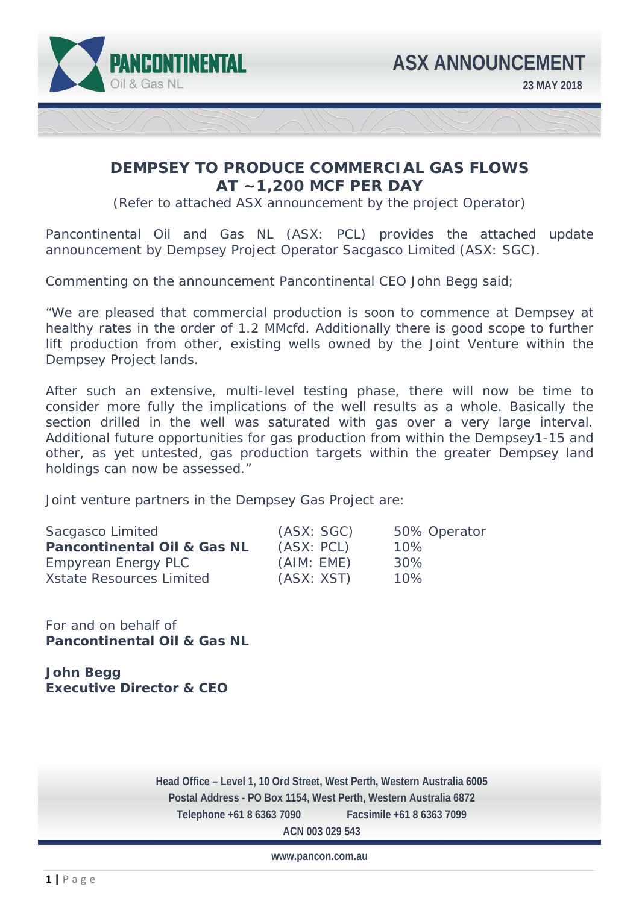PANCONTINENTAL Oil & Gas NL

# ASX ANNOUNCEMENT

**23 MAY 2018**

## DEMPSEY TO PRODUCE COMMERCIAL GAS FLOWS AT ~1,200 MCF PER DAY

(Refer to attached ASX announcement by the project Operator)

Pancontinental Oil and Gas NL (ASX: PCL) provides the attached update announcement by Dempsey Project Operator Sacgasco Limited (ASX: SGC).

Commenting on the announcement Pancontinental CEO John Begg said;

"We are pleased that commercial production is soon to commence at Dempsey at healthy rates in the order of 1.2 MMcfd. Additionally there is good scope to further lift production from other, existing wells owned by the Joint Venture within the Dempsey Project lands.

After such an extensive, multi-level testing phase, there will now be time to consider more fully the implications of the well results as a whole. Basically the section drilled in the well was saturated with gas over a very large interval. Additional future opportunities for gas production from within the Dempsey1-15 and other, as yet untested, gas production targets within the greater Dempsey land holdings can now be assessed."

Joint venture partners in the Dempsey Gas Project are:

| | | |
|---|---|---|
| Sacgasco Limited | (ASX: SGC) | 50% Operator |
| **Pancontinental Oil & Gas NL** | (ASX: PCL) | 10% |
| Empyrean Energy PLC | (AIM: EME) | 30% |
| Xstate Resources Limited | (ASX: XST) | 10% |

For and on behalf of
**Pancontinental Oil & Gas NL**

**John Begg**
**Executive Director & CEO**

Head Office – Level 1, 10 Ord Street, West Perth, Western Australia 6005
Postal Address - PO Box 1154, West Perth, Western Australia 6872
Telephone +61 8 6363 7090 Facsimile +61 8 6363 7099
ACN 003 029 543

www.pancon.com.au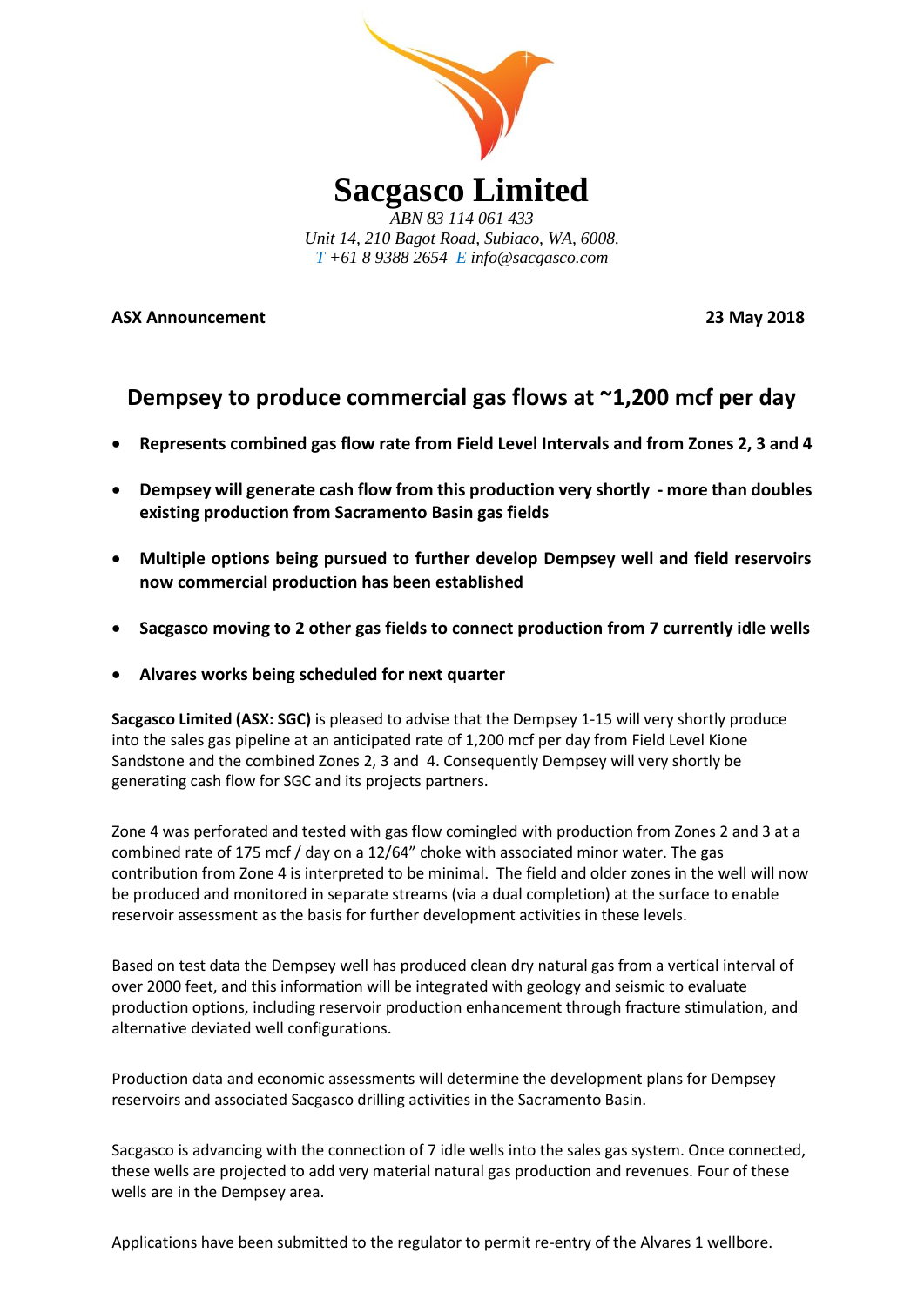# Sacgasco Limited

*ABN 83 114 061 433*
*Unit 14, 210 Bagot Road, Subiaco, WA, 6008.*
*T +61 8 9388 2654 E info@sacgasco.com*

**ASX Announcement** **23 May 2018**

## Dempsey to produce commercial gas flows at ~1,200 mcf per day

- **Represents combined gas flow rate from Field Level Intervals and from Zones 2, 3 and 4**
- **Dempsey will generate cash flow from this production very shortly - more than doubles existing production from Sacramento Basin gas fields**
- **Multiple options being pursued to further develop Dempsey well and field reservoirs now commercial production has been established**
- **Sacgasco moving to 2 other gas fields to connect production from 7 currently idle wells**
- **Alvares works being scheduled for next quarter**

**Sacgasco Limited (ASX: SGC)** is pleased to advise that the Dempsey 1-15 will very shortly produce into the sales gas pipeline at an anticipated rate of 1,200 mcf per day from Field Level Kione Sandstone and the combined Zones 2, 3 and 4. Consequently Dempsey will very shortly be generating cash flow for SGC and its projects partners.

Zone 4 was perforated and tested with gas flow comingled with production from Zones 2 and 3 at a combined rate of 175 mcf / day on a 12/64" choke with associated minor water. The gas contribution from Zone 4 is interpreted to be minimal. The field and older zones in the well will now be produced and monitored in separate streams (via a dual completion) at the surface to enable reservoir assessment as the basis for further development activities in these levels.

Based on test data the Dempsey well has produced clean dry natural gas from a vertical interval of over 2000 feet, and this information will be integrated with geology and seismic to evaluate production options, including reservoir production enhancement through fracture stimulation, and alternative deviated well configurations.

Production data and economic assessments will determine the development plans for Dempsey reservoirs and associated Sacgasco drilling activities in the Sacramento Basin.

Sacgasco is advancing with the connection of 7 idle wells into the sales gas system. Once connected, these wells are projected to add very material natural gas production and revenues. Four of these wells are in the Dempsey area.

Applications have been submitted to the regulator to permit re-entry of the Alvares 1 wellbore.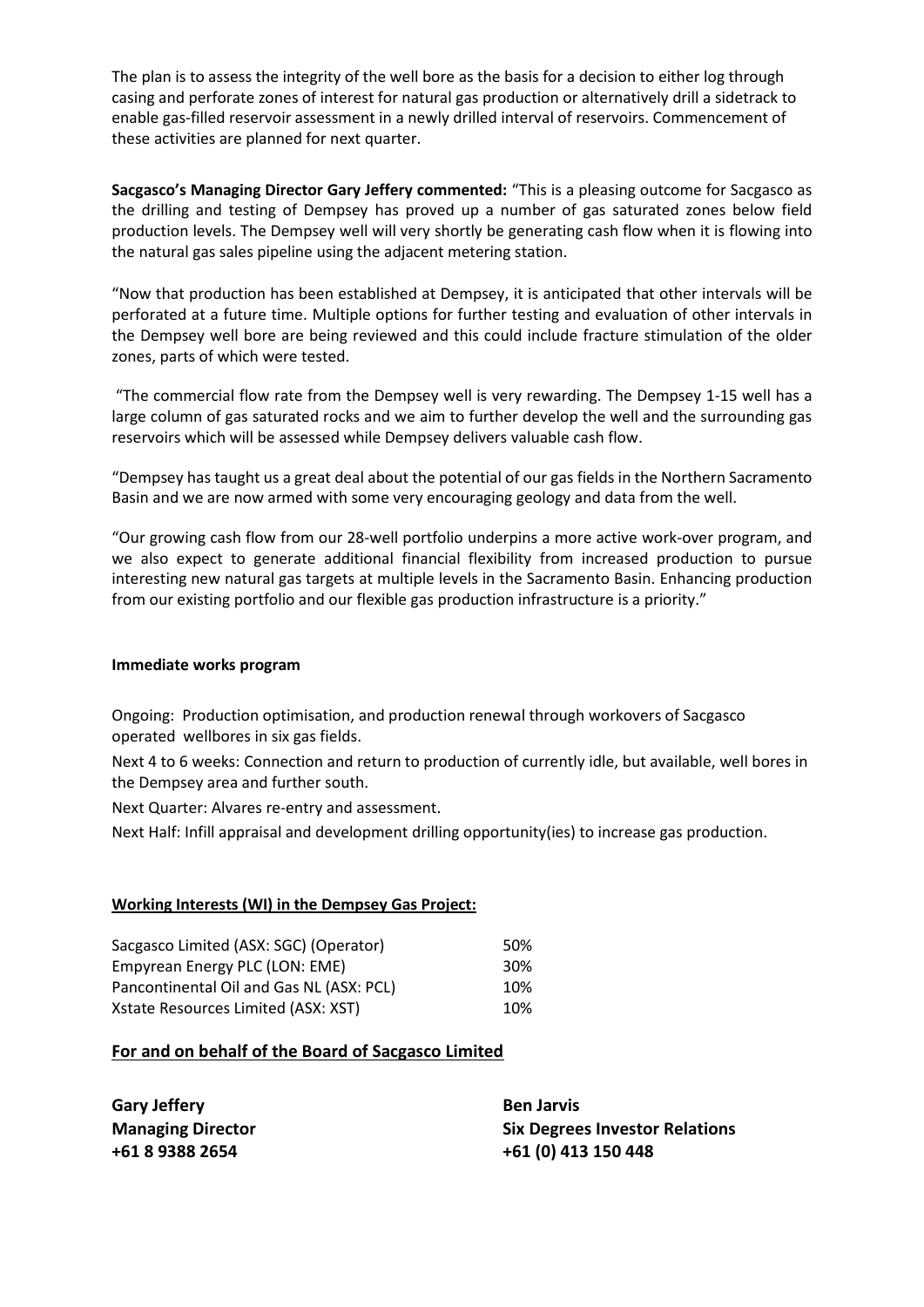The plan is to assess the integrity of the well bore as the basis for a decision to either log through casing and perforate zones of interest for natural gas production or alternatively drill a sidetrack to enable gas-filled reservoir assessment in a newly drilled interval of reservoirs. Commencement of these activities are planned for next quarter.

**Sacgasco's Managing Director Gary Jeffery commented:** "This is a pleasing outcome for Sacgasco as the drilling and testing of Dempsey has proved up a number of gas saturated zones below field production levels. The Dempsey well will very shortly be generating cash flow when it is flowing into the natural gas sales pipeline using the adjacent metering station.

"Now that production has been established at Dempsey, it is anticipated that other intervals will be perforated at a future time. Multiple options for further testing and evaluation of other intervals in the Dempsey well bore are being reviewed and this could include fracture stimulation of the older zones, parts of which were tested.

"The commercial flow rate from the Dempsey well is very rewarding. The Dempsey 1-15 well has a large column of gas saturated rocks and we aim to further develop the well and the surrounding gas reservoirs which will be assessed while Dempsey delivers valuable cash flow.

"Dempsey has taught us a great deal about the potential of our gas fields in the Northern Sacramento Basin and we are now armed with some very encouraging geology and data from the well.

"Our growing cash flow from our 28-well portfolio underpins a more active work-over program, and we also expect to generate additional financial flexibility from increased production to pursue interesting new natural gas targets at multiple levels in the Sacramento Basin. Enhancing production from our existing portfolio and our flexible gas production infrastructure is a priority."

**Immediate works program**

Ongoing: Production optimisation, and production renewal through workovers of Sacgasco operated wellbores in six gas fields.

Next 4 to 6 weeks: Connection and return to production of currently idle, but available, well bores in the Dempsey area and further south.

Next Quarter: Alvares re-entry and assessment.

Next Half: Infill appraisal and development drilling opportunity(ies) to increase gas production.

**Working Interests (WI) in the Dempsey Gas Project:**

| | |
|---|---|
| Sacgasco Limited (ASX: SGC) (Operator) | 50% |
| Empyrean Energy PLC (LON: EME) | 30% |
| Pancontinental Oil and Gas NL (ASX: PCL) | 10% |
| Xstate Resources Limited (ASX: XST) | 10% |

**For and on behalf of the Board of Sacgasco Limited**

| | |
|---|---|
| **Gary Jeffery** | **Ben Jarvis** |
| **Managing Director** | **Six Degrees Investor Relations** |
| **+61 8 9388 2654** | **+61 (0) 413 150 448** |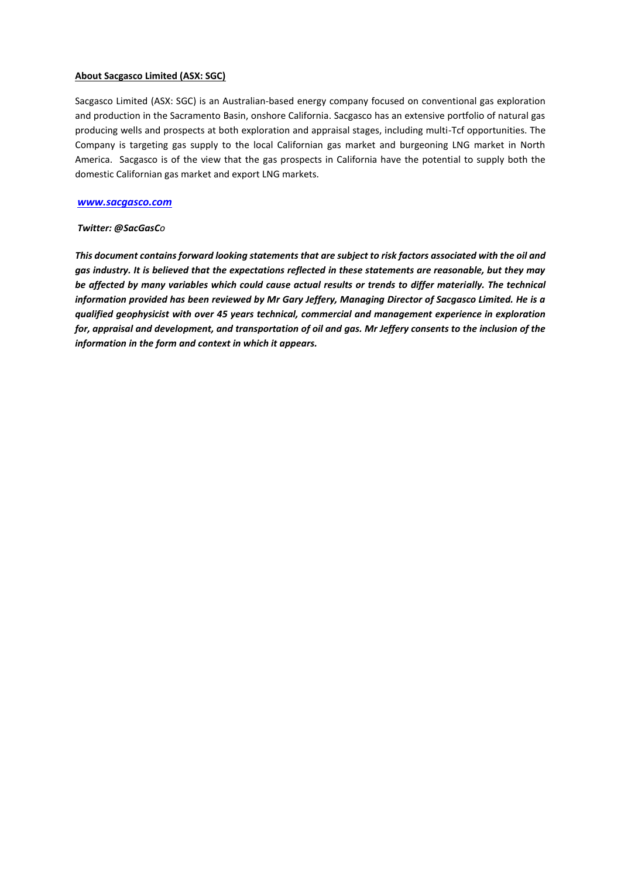**About Sacgasco Limited (ASX: SGC)**

Sacgasco Limited (ASX: SGC) is an Australian-based energy company focused on conventional gas exploration and production in the Sacramento Basin, onshore California. Sacgasco has an extensive portfolio of natural gas producing wells and prospects at both exploration and appraisal stages, including multi-Tcf opportunities. The Company is targeting gas supply to the local Californian gas market and burgeoning LNG market in North America. Sacgasco is of the view that the gas prospects in California have the potential to supply both the domestic Californian gas market and export LNG markets.

***www.sacgasco.com***

***Twitter: @SacGasCo***

***This document contains forward looking statements that are subject to risk factors associated with the oil and gas industry. It is believed that the expectations reflected in these statements are reasonable, but they may be affected by many variables which could cause actual results or trends to differ materially. The technical information provided has been reviewed by Mr Gary Jeffery, Managing Director of Sacgasco Limited. He is a qualified geophysicist with over 45 years technical, commercial and management experience in exploration for, appraisal and development, and transportation of oil and gas. Mr Jeffery consents to the inclusion of the information in the form and context in which it appears.***